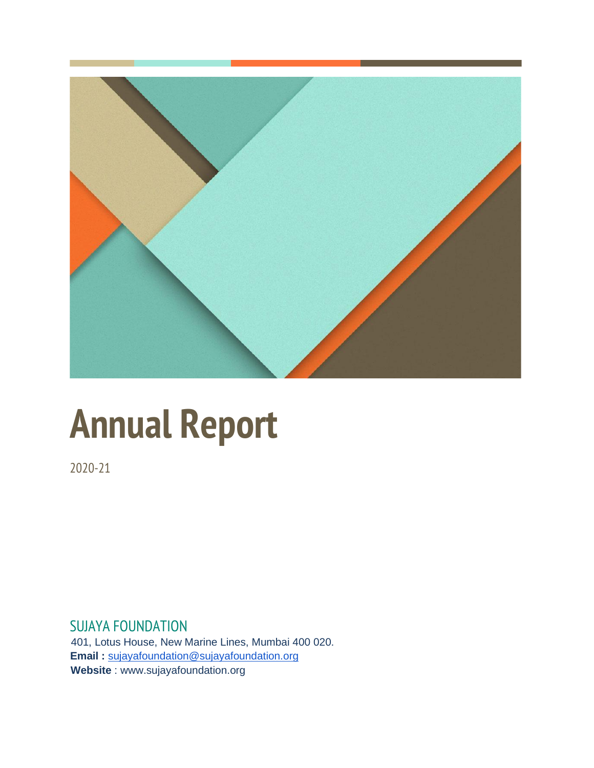# Annual Report

2020-21

## SUJAYA FOUNDATION

401, Lotus House, New Marine Lines, Mumbai 400 020.

**Email :** sujayafoundation@sujayafoundation.org

**Website** : www.sujayafoundation.org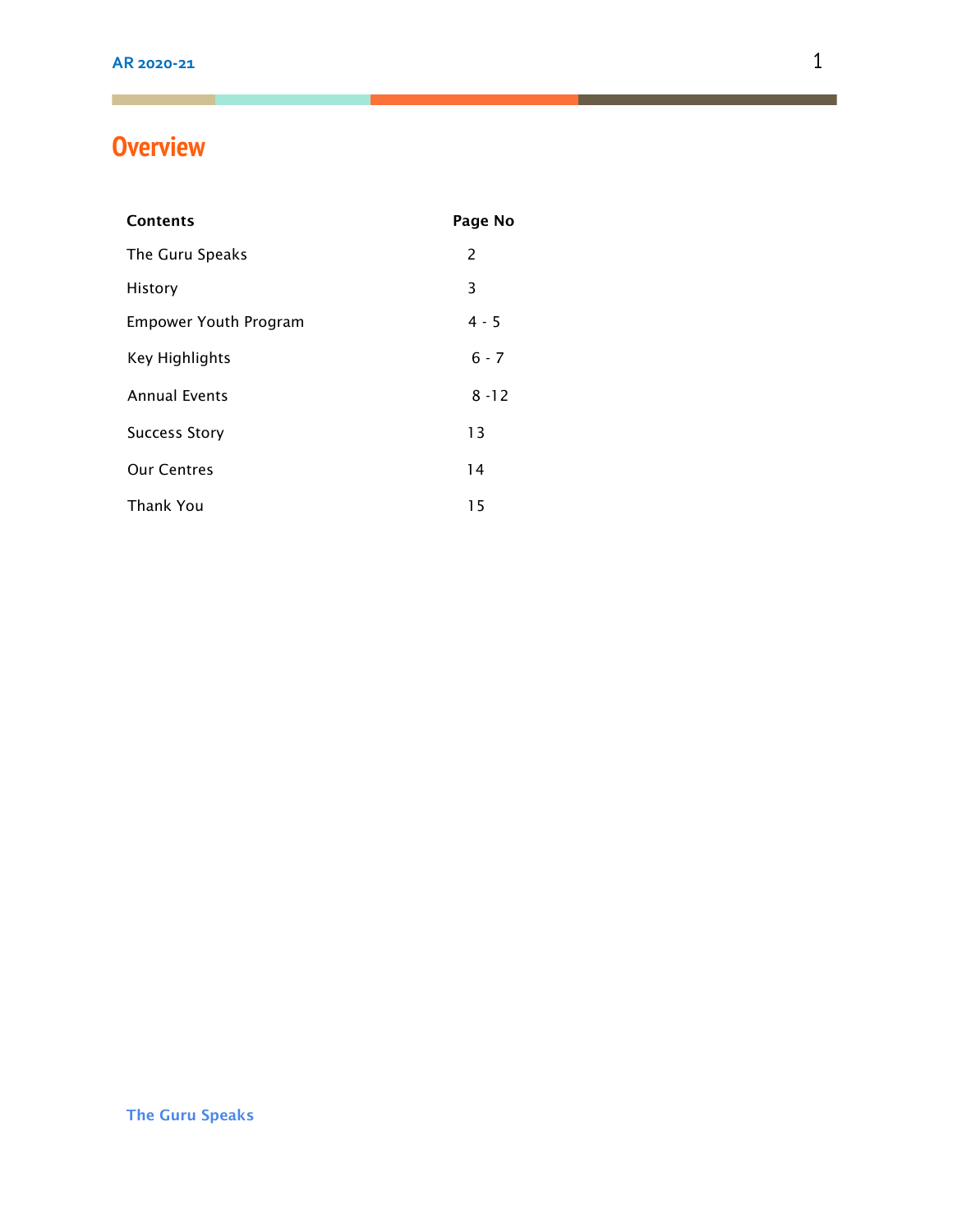# Overview

| Contents | Page No |
|---|---|
| The Guru Speaks | 2 |
| History | 3 |
| Empower Youth Program | 4 - 5 |
| Key Highlights | 6 - 7 |
| Annual Events | 8 -12 |
| Success Story | 13 |
| Our Centres | 14 |
| Thank You | 15 |

**The Guru Speaks**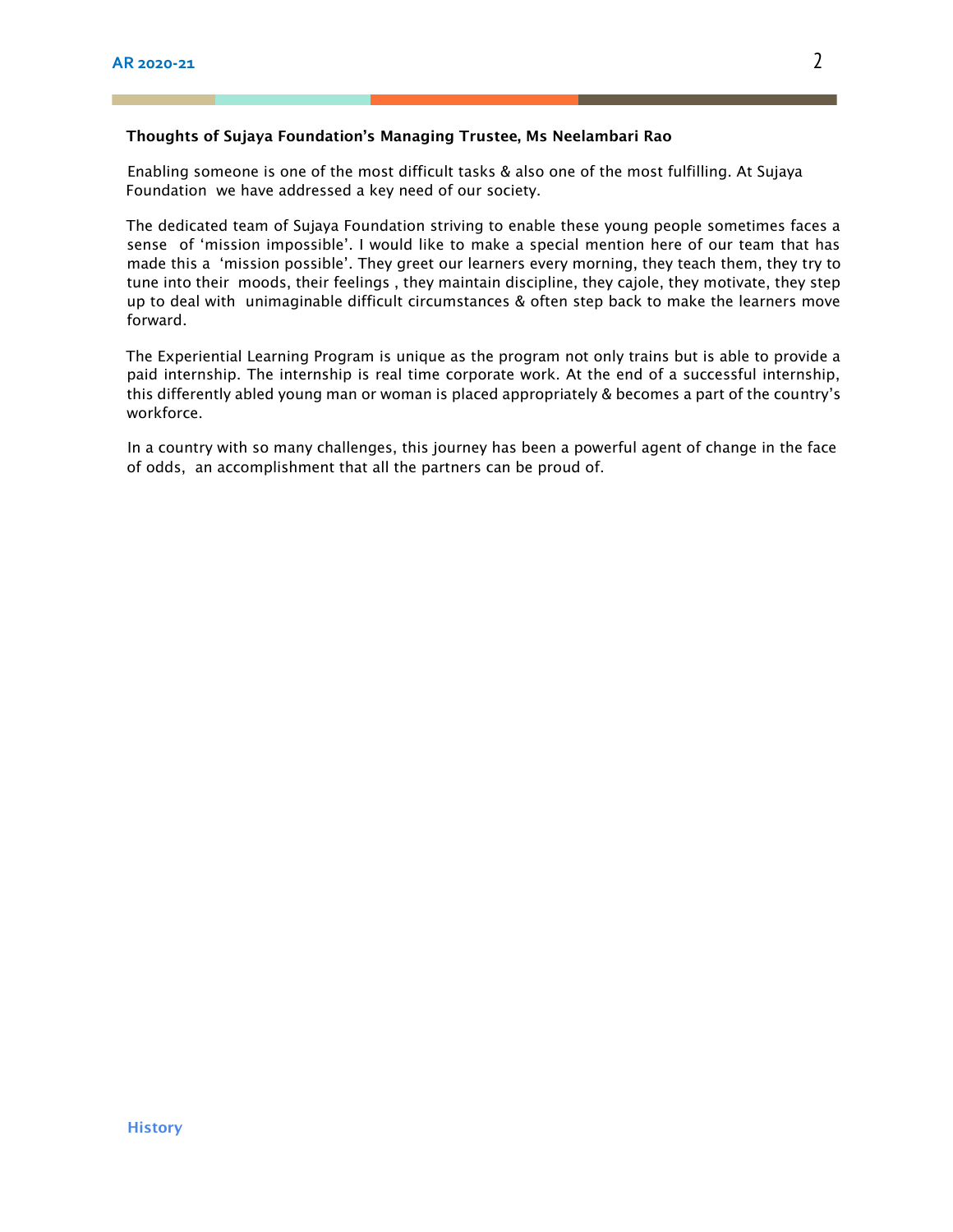### Thoughts of Sujaya Foundation's Managing Trustee, Ms Neelambari Rao

Enabling someone is one of the most difficult tasks & also one of the most fulfilling. At Sujaya Foundation we have addressed a key need of our society.

The dedicated team of Sujaya Foundation striving to enable these young people sometimes faces a sense of 'mission impossible'. I would like to make a special mention here of our team that has made this a 'mission possible'. They greet our learners every morning, they teach them, they try to tune into their moods, their feelings , they maintain discipline, they cajole, they motivate, they step up to deal with unimaginable difficult circumstances & often step back to make the learners move forward.

The Experiential Learning Program is unique as the program not only trains but is able to provide a paid internship. The internship is real time corporate work. At the end of a successful internship, this differently abled young man or woman is placed appropriately & becomes a part of the country's workforce.

In a country with so many challenges, this journey has been a powerful agent of change in the face of odds, an accomplishment that all the partners can be proud of.

## History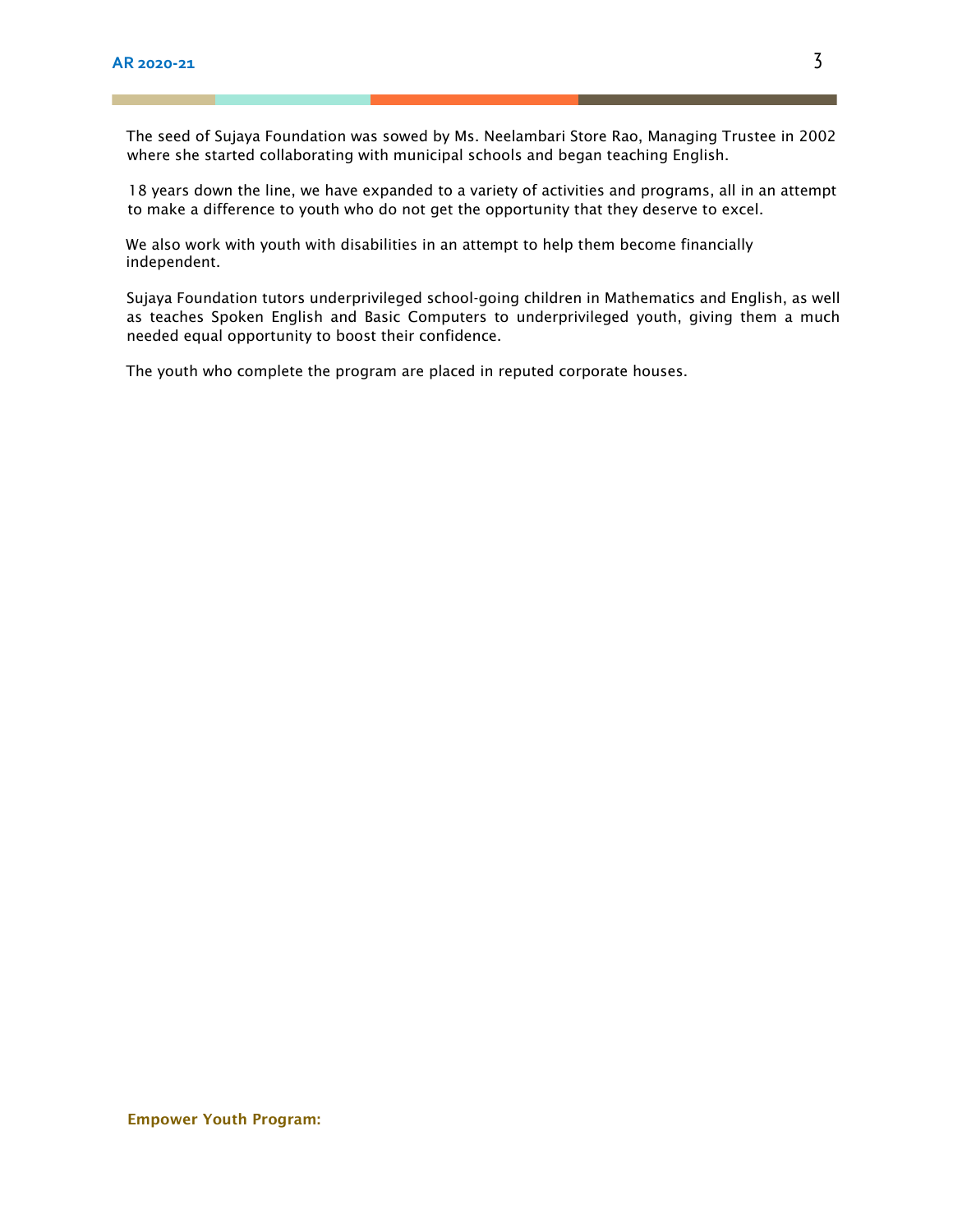The seed of Sujaya Foundation was sowed by Ms. Neelambari Store Rao, Managing Trustee in 2002 where she started collaborating with municipal schools and began teaching English.

18 years down the line, we have expanded to a variety of activities and programs, all in an attempt to make a difference to youth who do not get the opportunity that they deserve to excel.

We also work with youth with disabilities in an attempt to help them become financially independent.

Sujaya Foundation tutors underprivileged school-going children in Mathematics and English, as well as teaches Spoken English and Basic Computers to underprivileged youth, giving them a much needed equal opportunity to boost their confidence.

The youth who complete the program are placed in reputed corporate houses.

**Empower Youth Program:**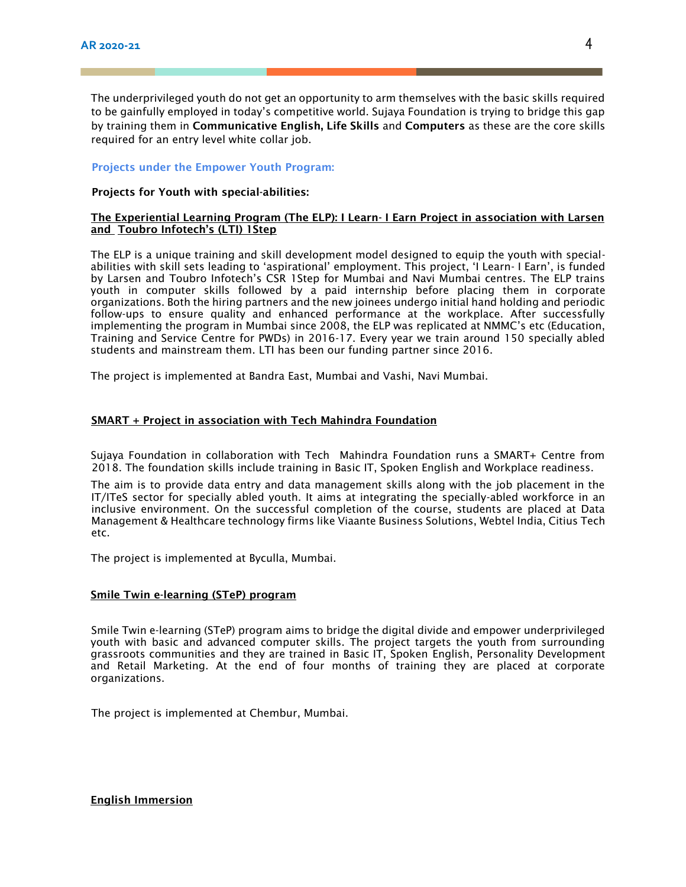The underprivileged youth do not get an opportunity to arm themselves with the basic skills required to be gainfully employed in today's competitive world. Sujaya Foundation is trying to bridge this gap by training them in **Communicative English, Life Skills** and **Computers** as these are the core skills required for an entry level white collar job.

### Projects under the Empower Youth Program:

**Projects for Youth with special-abilities:**

**The Experiential Learning Program (The ELP): I Learn- I Earn Project in association with Larsen and Toubro Infotech's (LTI) 1Step**

The ELP is a unique training and skill development model designed to equip the youth with special-abilities with skill sets leading to 'aspirational' employment. This project, 'I Learn- I Earn', is funded by Larsen and Toubro Infotech's CSR 1Step for Mumbai and Navi Mumbai centres. The ELP trains youth in computer skills followed by a paid internship before placing them in corporate organizations. Both the hiring partners and the new joinees undergo initial hand holding and periodic follow-ups to ensure quality and enhanced performance at the workplace. After successfully implementing the program in Mumbai since 2008, the ELP was replicated at NMMC's etc (Education, Training and Service Centre for PWDs) in 2016-17. Every year we train around 150 specially abled students and mainstream them. LTI has been our funding partner since 2016.

The project is implemented at Bandra East, Mumbai and Vashi, Navi Mumbai.

**SMART + Project in association with Tech Mahindra Foundation**

Sujaya Foundation in collaboration with Tech Mahindra Foundation runs a SMART+ Centre from 2018. The foundation skills include training in Basic IT, Spoken English and Workplace readiness.

The aim is to provide data entry and data management skills along with the job placement in the IT/ITeS sector for specially abled youth. It aims at integrating the specially-abled workforce in an inclusive environment. On the successful completion of the course, students are placed at Data Management & Healthcare technology firms like Viaante Business Solutions, Webtel India, Citius Tech etc.

The project is implemented at Byculla, Mumbai.

**Smile Twin e-learning (STeP) program**

Smile Twin e-learning (STeP) program aims to bridge the digital divide and empower underprivileged youth with basic and advanced computer skills. The project targets the youth from surrounding grassroots communities and they are trained in Basic IT, Spoken English, Personality Development and Retail Marketing. At the end of four months of training they are placed at corporate organizations.

The project is implemented at Chembur, Mumbai.

**English Immersion**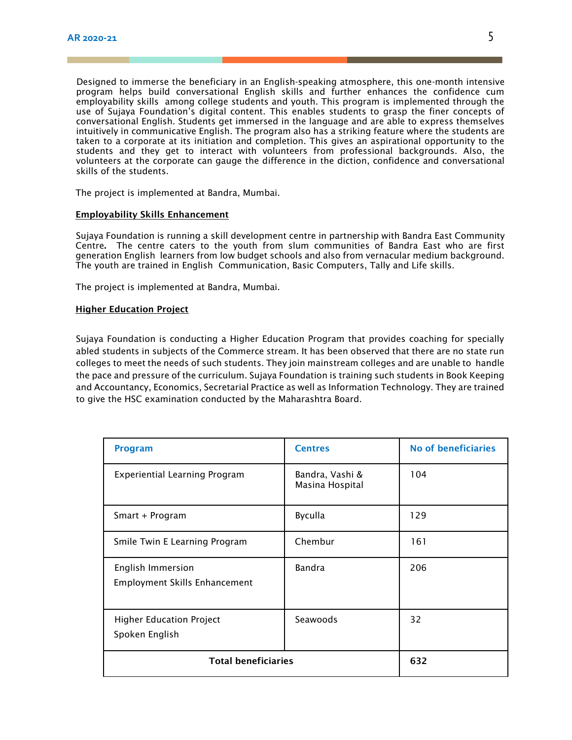Designed to immerse the beneficiary in an English-speaking atmosphere, this one-month intensive program helps build conversational English skills and further enhances the confidence cum employability skills among college students and youth. This program is implemented through the use of Sujaya Foundation's digital content. This enables students to grasp the finer concepts of conversational English. Students get immersed in the language and are able to express themselves intuitively in communicative English. The program also has a striking feature where the students are taken to a corporate at its initiation and completion. This gives an aspirational opportunity to the students and they get to interact with volunteers from professional backgrounds. Also, the volunteers at the corporate can gauge the difference in the diction, confidence and conversational skills of the students.

The project is implemented at Bandra, Mumbai.

**Employability Skills Enhancement**

Sujaya Foundation is running a skill development centre in partnership with Bandra East Community Centre**.** The centre caters to the youth from slum communities of Bandra East who are first generation English learners from low budget schools and also from vernacular medium background. The youth are trained in English Communication, Basic Computers, Tally and Life skills.

The project is implemented at Bandra, Mumbai.

**Higher Education Project**

Sujaya Foundation is conducting a Higher Education Program that provides coaching for specially abled students in subjects of the Commerce stream. It has been observed that there are no state run colleges to meet the needs of such students. They join mainstream colleges and are unable to handle the pace and pressure of the curriculum. Sujaya Foundation is training such students in Book Keeping and Accountancy, Economics, Secretarial Practice as well as Information Technology. They are trained to give the HSC examination conducted by the Maharashtra Board.

| Program | Centres | No of beneficiaries |
|---|---|---|
| Experiential Learning Program | Bandra, Vashi & Masina Hospital | 104 |
| Smart + Program | Byculla | 129 |
| Smile Twin E Learning Program | Chembur | 161 |
| English Immersion<br>Employment Skills Enhancement | Bandra | 206 |
| Higher Education Project<br>Spoken English | Seawoods | 32 |
| **Total beneficiaries** | | **632** |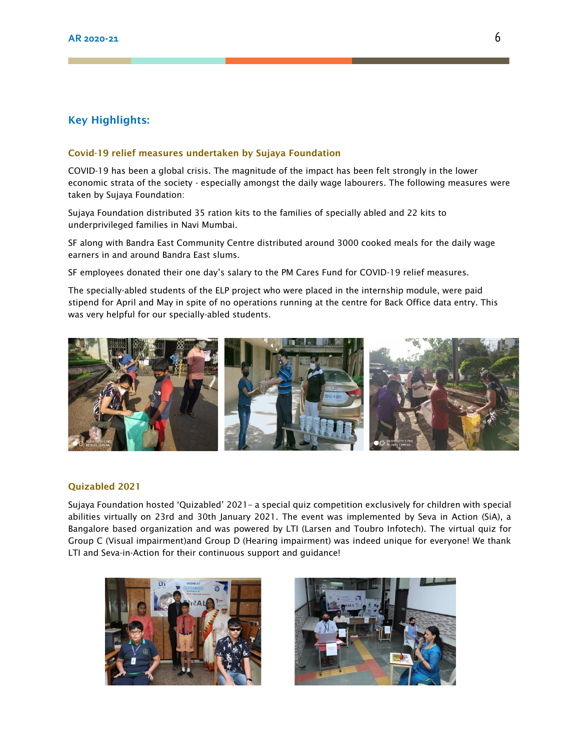## Key Highlights:

### Covid-19 relief measures undertaken by Sujaya Foundation

COVID-19 has been a global crisis. The magnitude of the impact has been felt strongly in the lower economic strata of the society - especially amongst the daily wage labourers. The following measures were taken by Sujaya Foundation:

Sujaya Foundation distributed 35 ration kits to the families of specially abled and 22 kits to underprivileged families in Navi Mumbai.

SF along with Bandra East Community Centre distributed around 3000 cooked meals for the daily wage earners in and around Bandra East slums.

SF employees donated their one day's salary to the PM Cares Fund for COVID-19 relief measures.

The specially-abled students of the ELP project who were placed in the internship module, were paid stipend for April and May in spite of no operations running at the centre for Back Office data entry. This was very helpful for our specially-abled students.

### Quizabled 2021

Sujaya Foundation hosted 'Quizabled' 2021– a special quiz competition exclusively for children with special abilities virtually on 23rd and 30th January 2021. The event was implemented by Seva in Action (SiA), a Bangalore based organization and was powered by LTI (Larsen and Toubro Infotech). The virtual quiz for Group C (Visual impairment)and Group D (Hearing impairment) was indeed unique for everyone! We thank LTI and Seva-in-Action for their continuous support and guidance!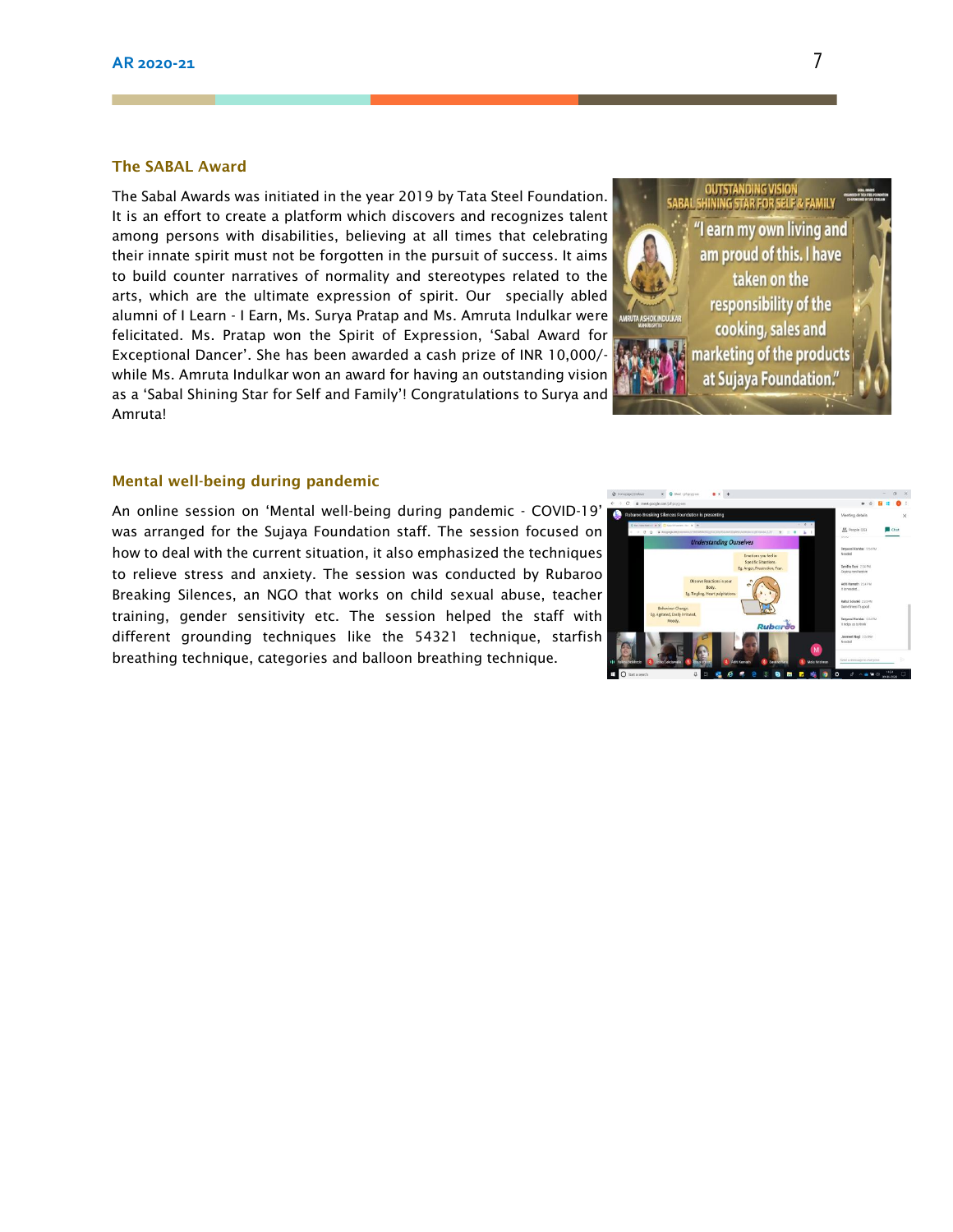## The SABAL Award

The Sabal Awards was initiated in the year 2019 by Tata Steel Foundation. It is an effort to create a platform which discovers and recognizes talent among persons with disabilities, believing at all times that celebrating their innate spirit must not be forgotten in the pursuit of success. It aims to build counter narratives of normality and stereotypes related to the arts, which are the ultimate expression of spirit. Our specially abled alumni of I Learn - I Earn, Ms. Surya Pratap and Ms. Amruta Indulkar were felicitated. Ms. Pratap won the Spirit of Expression, 'Sabal Award for Exceptional Dancer'. She has been awarded a cash prize of INR 10,000/- while Ms. Amruta Indulkar won an award for having an outstanding vision as a 'Sabal Shining Star for Self and Family'! Congratulations to Surya and Amruta!

## Mental well-being during pandemic

An online session on 'Mental well-being during pandemic - COVID-19' was arranged for the Sujaya Foundation staff. The session focused on how to deal with the current situation, it also emphasized the techniques to relieve stress and anxiety. The session was conducted by Rubaroo Breaking Silences, an NGO that works on child sexual abuse, teacher training, gender sensitivity etc. The session helped the staff with different grounding techniques like the 54321 technique, starfish breathing technique, categories and balloon breathing technique.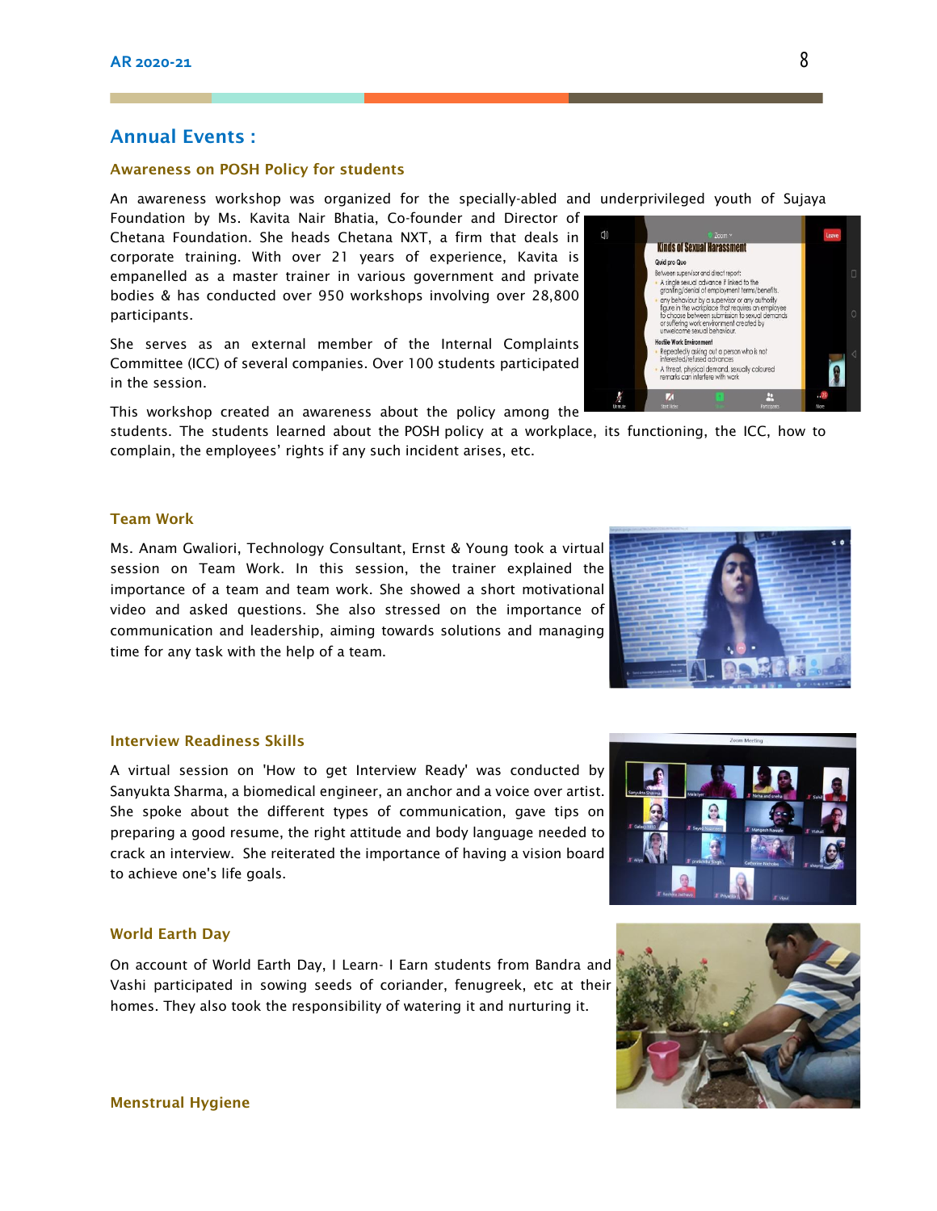## Annual Events :

### Awareness on POSH Policy for students

An awareness workshop was organized for the specially-abled and underprivileged youth of Sujaya Foundation by Ms. Kavita Nair Bhatia, Co-founder and Director of Chetana Foundation. She heads Chetana NXT, a firm that deals in corporate training. With over 21 years of experience, Kavita is empanelled as a master trainer in various government and private bodies & has conducted over 950 workshops involving over 28,800 participants.

She serves as an external member of the Internal Complaints Committee (ICC) of several companies. Over 100 students participated in the session.

This workshop created an awareness about the policy among the students. The students learned about the POSH policy at a workplace, its functioning, the ICC, how to complain, the employees' rights if any such incident arises, etc.

### Team Work

Ms. Anam Gwaliori, Technology Consultant, Ernst & Young took a virtual session on Team Work. In this session, the trainer explained the importance of a team and team work. She showed a short motivational video and asked questions. She also stressed on the importance of communication and leadership, aiming towards solutions and managing time for any task with the help of a team.

### Interview Readiness Skills

A virtual session on 'How to get Interview Ready' was conducted by Sanyukta Sharma, a biomedical engineer, an anchor and a voice over artist. She spoke about the different types of communication, gave tips on preparing a good resume, the right attitude and body language needed to crack an interview. She reiterated the importance of having a vision board to achieve one's life goals.

### World Earth Day

On account of World Earth Day, I Learn- I Earn students from Bandra and Vashi participated in sowing seeds of coriander, fenugreek, etc at their homes. They also took the responsibility of watering it and nurturing it.

### Menstrual Hygiene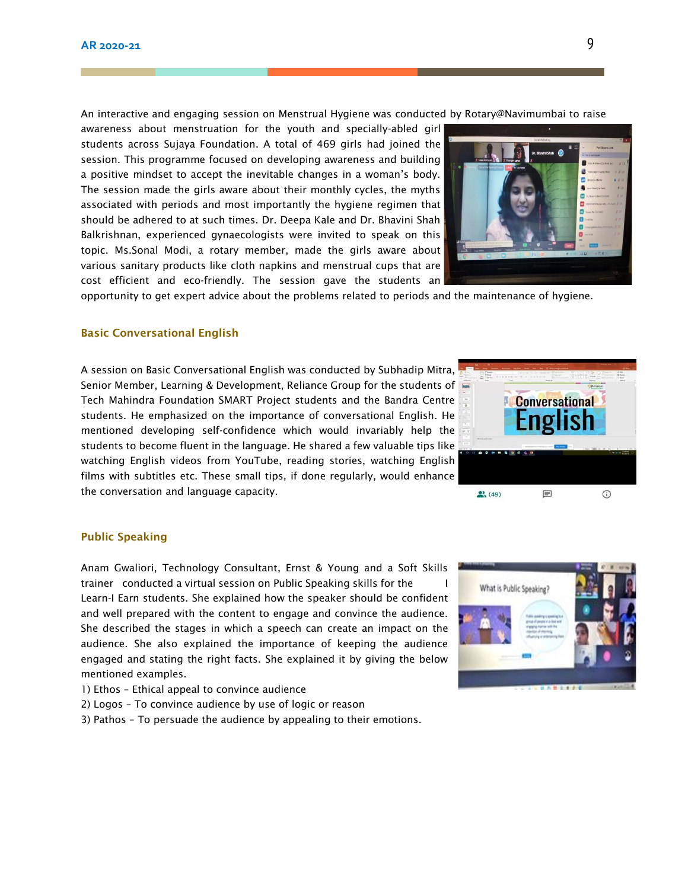An interactive and engaging session on Menstrual Hygiene was conducted by Rotary@Navimumbai to raise awareness about menstruation for the youth and specially-abled girl students across Sujaya Foundation. A total of 469 girls had joined the session. This programme focused on developing awareness and building a positive mindset to accept the inevitable changes in a woman's body. The session made the girls aware about their monthly cycles, the myths associated with periods and most importantly the hygiene regimen that should be adhered to at such times. Dr. Deepa Kale and Dr. Bhavini Shah Balkrishnan, experienced gynaecologists were invited to speak on this topic. Ms.Sonal Modi, a rotary member, made the girls aware about various sanitary products like cloth napkins and menstrual cups that are cost efficient and eco-friendly. The session gave the students an opportunity to get expert advice about the problems related to periods and the maintenance of hygiene.

## Basic Conversational English

A session on Basic Conversational English was conducted by Subhadip Mitra, Senior Member, Learning & Development, Reliance Group for the students of Tech Mahindra Foundation SMART Project students and the Bandra Centre students. He emphasized on the importance of conversational English. He mentioned developing self-confidence which would invariably help the students to become fluent in the language. He shared a few valuable tips like watching English videos from YouTube, reading stories, watching English films with subtitles etc. These small tips, if done regularly, would enhance the conversation and language capacity.

## Public Speaking

Anam Gwaliori, Technology Consultant, Ernst & Young and a Soft Skills trainer conducted a virtual session on Public Speaking skills for the I Learn-I Earn students. She explained how the speaker should be confident and well prepared with the content to engage and convince the audience. She described the stages in which a speech can create an impact on the audience. She also explained the importance of keeping the audience engaged and stating the right facts. She explained it by giving the below mentioned examples.

1) Ethos – Ethical appeal to convince audience
2) Logos – To convince audience by use of logic or reason
3) Pathos – To persuade the audience by appealing to their emotions.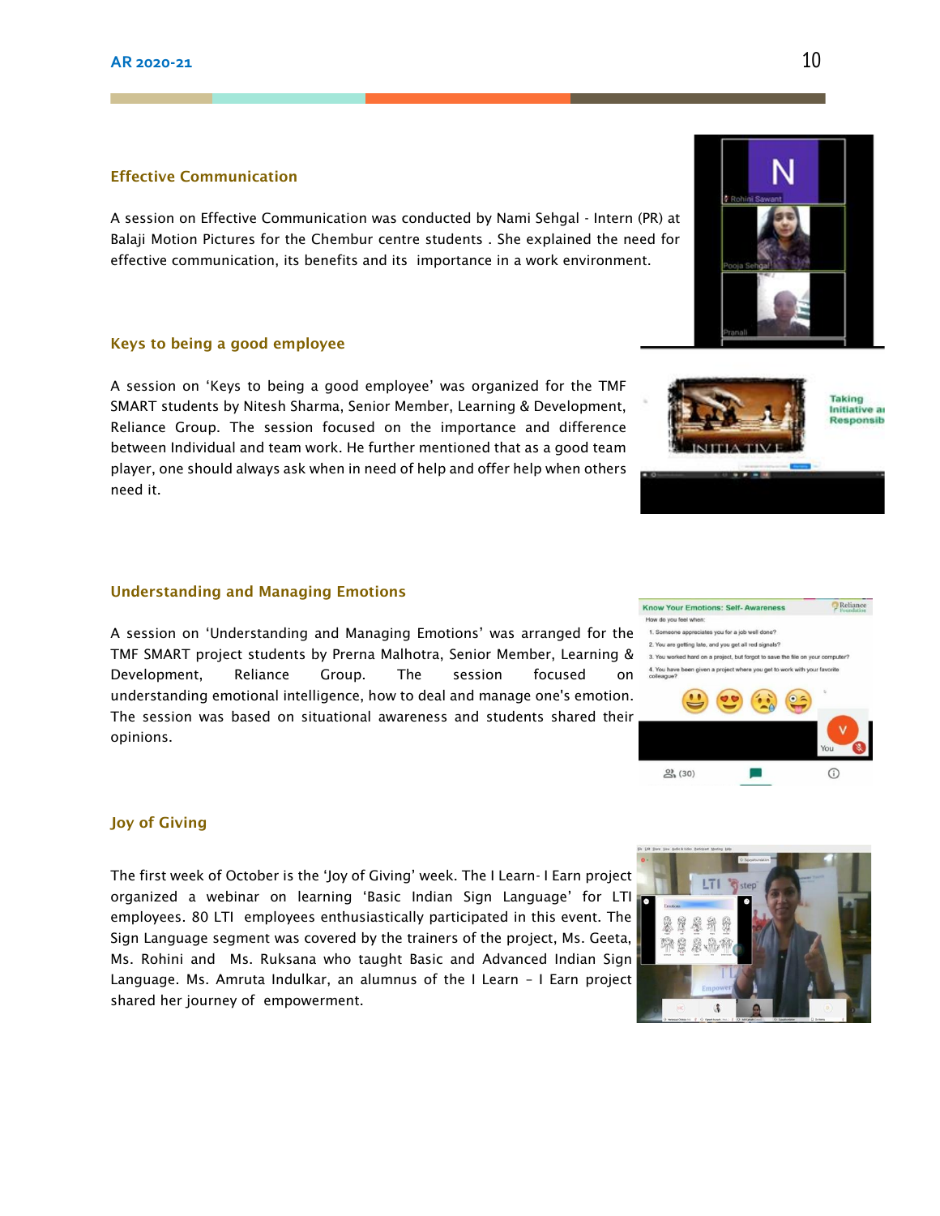## Effective Communication

A session on Effective Communication was conducted by Nami Sehgal - Intern (PR) at Balaji Motion Pictures for the Chembur centre students . She explained the need for effective communication, its benefits and its importance in a work environment.

## Keys to being a good employee

A session on 'Keys to being a good employee' was organized for the TMF SMART students by Nitesh Sharma, Senior Member, Learning & Development, Reliance Group. The session focused on the importance and difference between Individual and team work. He further mentioned that as a good team player, one should always ask when in need of help and offer help when others need it.

## Understanding and Managing Emotions

A session on 'Understanding and Managing Emotions' was arranged for the TMF SMART project students by Prerna Malhotra, Senior Member, Learning & Development, Reliance Group. The session focused on understanding emotional intelligence, how to deal and manage one's emotion. The session was based on situational awareness and students shared their opinions.

## Joy of Giving

The first week of October is the 'Joy of Giving' week. The I Learn- I Earn project organized a webinar on learning 'Basic Indian Sign Language' for LTI employees. 80 LTI employees enthusiastically participated in this event. The Sign Language segment was covered by the trainers of the project, Ms. Geeta, Ms. Rohini and Ms. Ruksana who taught Basic and Advanced Indian Sign Language. Ms. Amruta Indulkar, an alumnus of the I Learn – I Earn project shared her journey of empowerment.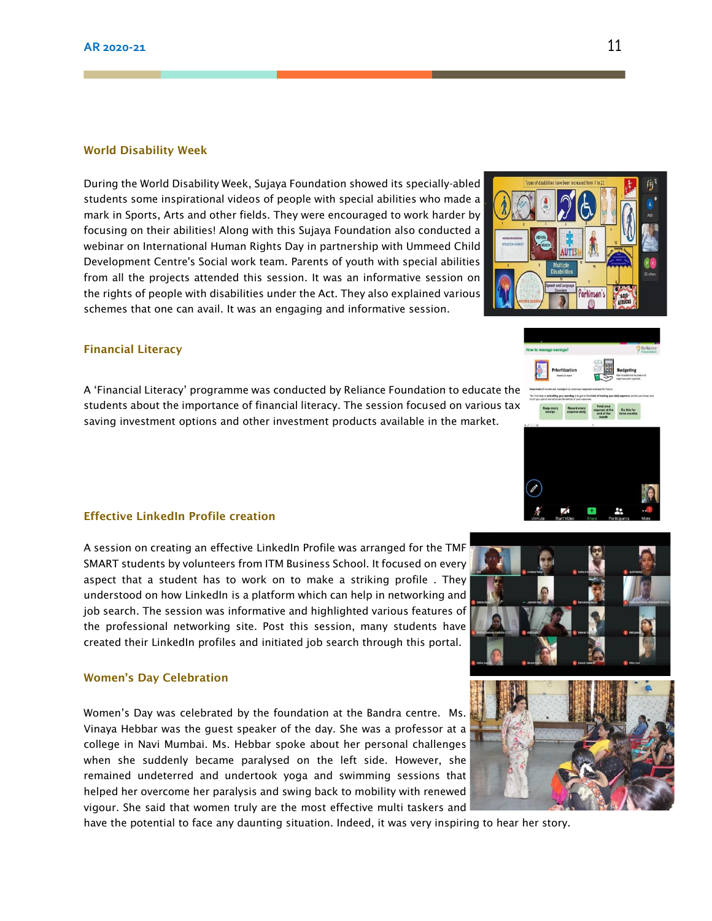## World Disability Week

During the World Disability Week, Sujaya Foundation showed its specially-abled students some inspirational videos of people with special abilities who made a mark in Sports, Arts and other fields. They were encouraged to work harder by focusing on their abilities! Along with this Sujaya Foundation also conducted a webinar on International Human Rights Day in partnership with Ummeed Child Development Centre's Social work team. Parents of youth with special abilities from all the projects attended this session. It was an informative session on the rights of people with disabilities under the Act. They also explained various schemes that one can avail. It was an engaging and informative session.

## Financial Literacy

A 'Financial Literacy' programme was conducted by Reliance Foundation to educate the students about the importance of financial literacy. The session focused on various tax saving investment options and other investment products available in the market.

## Effective LinkedIn Profile creation

A session on creating an effective LinkedIn Profile was arranged for the TMF SMART students by volunteers from ITM Business School. It focused on every aspect that a student has to work on to make a striking profile . They understood on how LinkedIn is a platform which can help in networking and job search. The session was informative and highlighted various features of the professional networking site. Post this session, many students have created their LinkedIn profiles and initiated job search through this portal.

## Women's Day Celebration

Women's Day was celebrated by the foundation at the Bandra centre. Ms. Vinaya Hebbar was the guest speaker of the day. She was a professor at a college in Navi Mumbai. Ms. Hebbar spoke about her personal challenges when she suddenly became paralysed on the left side. However, she remained undeterred and undertook yoga and swimming sessions that helped her overcome her paralysis and swing back to mobility with renewed vigour. She said that women truly are the most effective multi taskers and have the potential to face any daunting situation. Indeed, it was very inspiring to hear her story.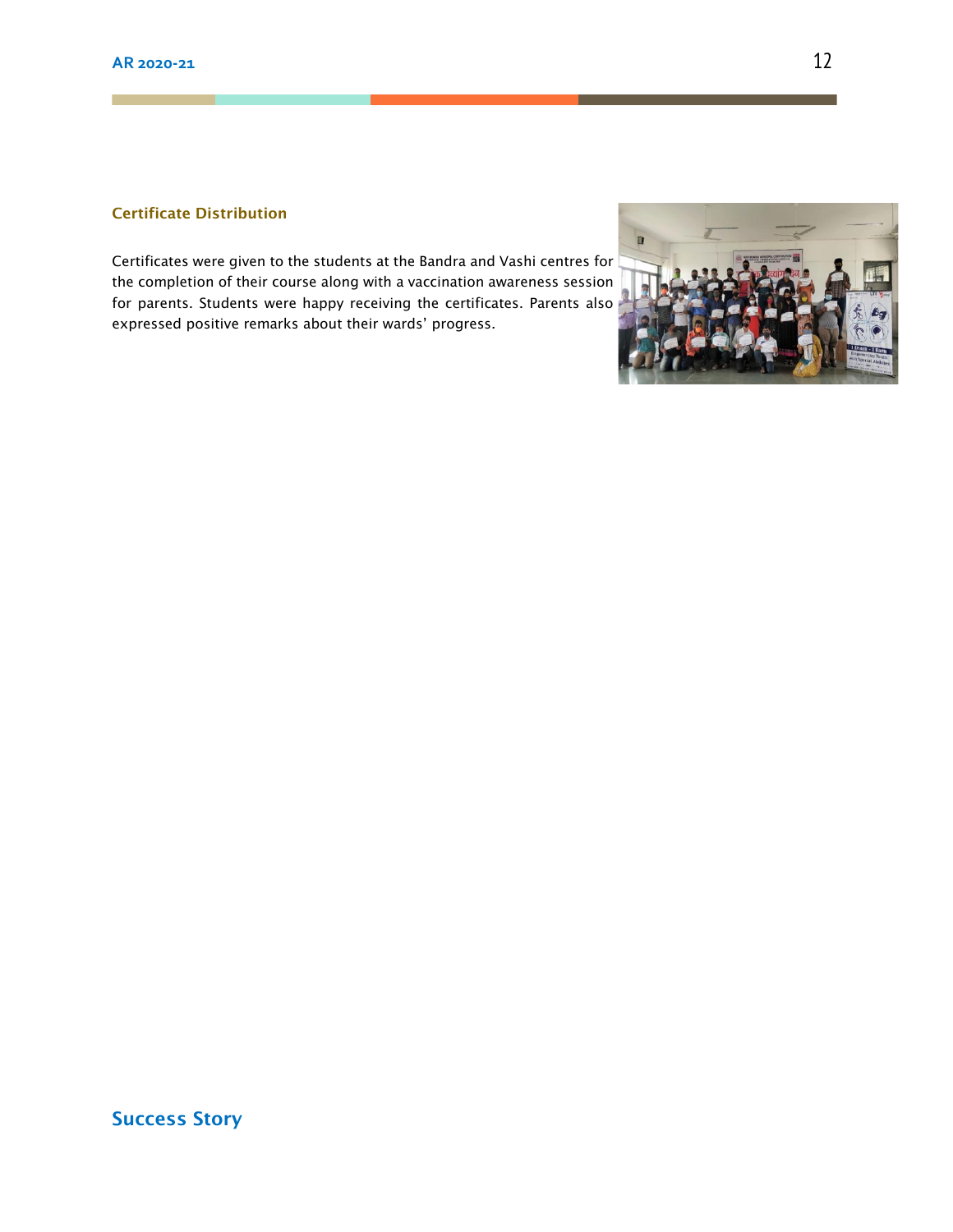### Certificate Distribution

Certificates were given to the students at the Bandra and Vashi centres for the completion of their course along with a vaccination awareness session for parents. Students were happy receiving the certificates. Parents also expressed positive remarks about their wards' progress.

## Success Story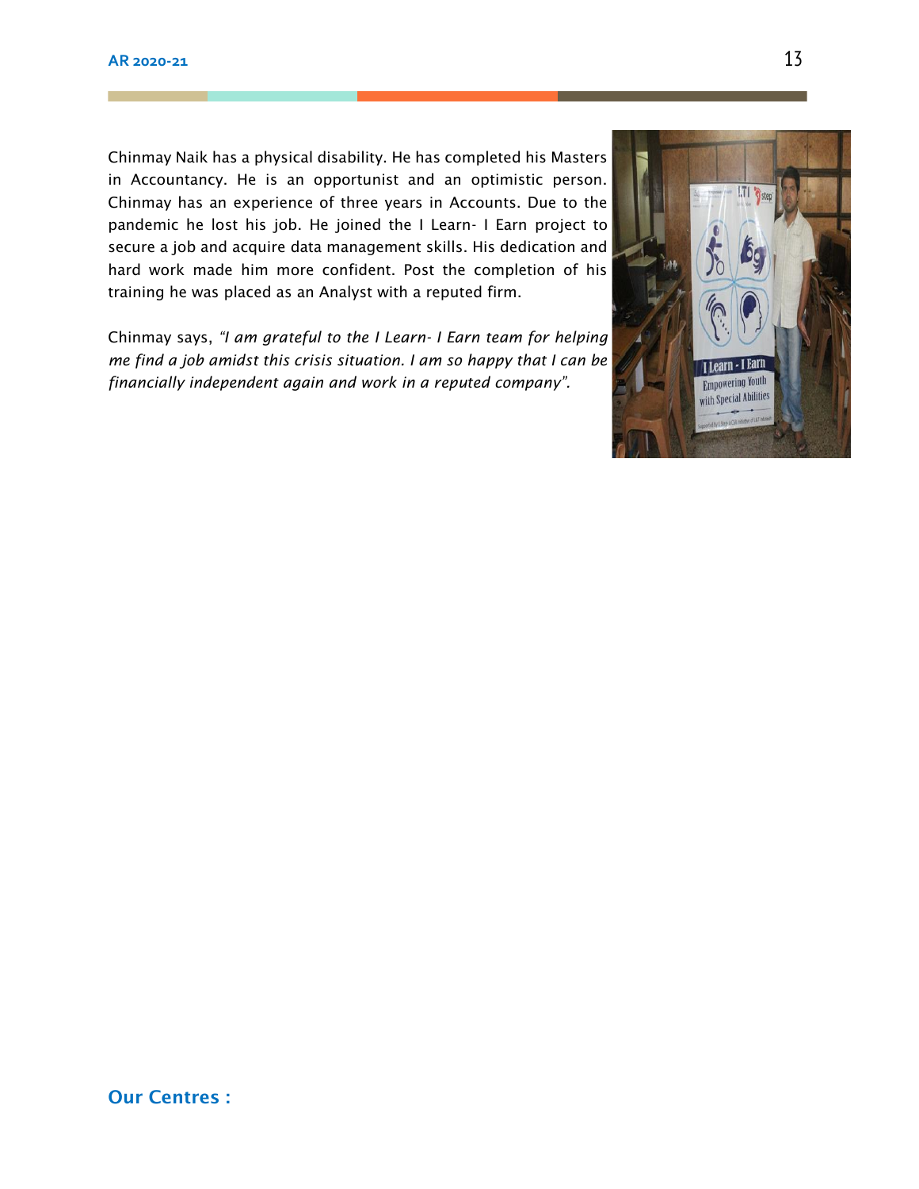Chinmay Naik has a physical disability. He has completed his Masters in Accountancy. He is an opportunist and an optimistic person. Chinmay has an experience of three years in Accounts. Due to the pandemic he lost his job. He joined the I Learn- I Earn project to secure a job and acquire data management skills. His dedication and hard work made him more confident. Post the completion of his training he was placed as an Analyst with a reputed firm.

Chinmay says, *"I am grateful to the I Learn- I Earn team for helping me find a job amidst this crisis situation. I am so happy that I can be financially independent again and work in a reputed company".*

## Our Centres :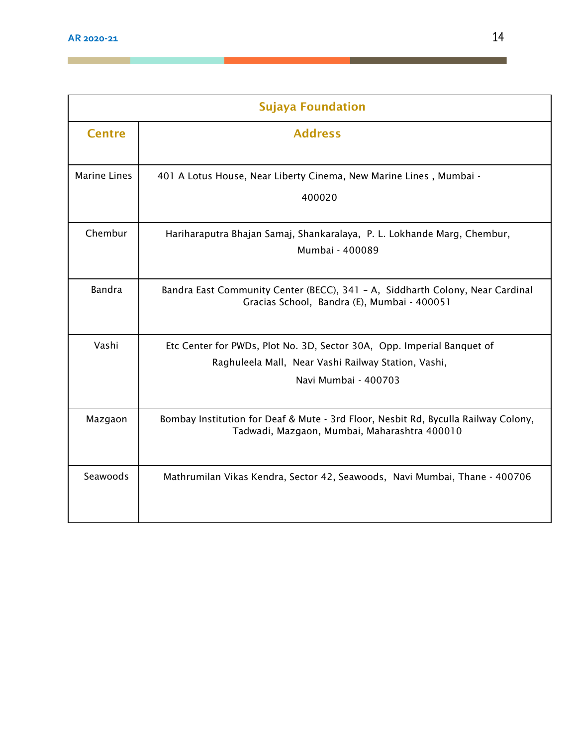| Sujaya Foundation | |
|---|---|
| **Centre** | **Address** |
| Marine Lines | 401 A Lotus House, Near Liberty Cinema, New Marine Lines , Mumbai - 400020 |
| Chembur | Hariharaputra Bhajan Samaj, Shankaralaya, P. L. Lokhande Marg, Chembur, Mumbai - 400089 |
| Bandra | Bandra East Community Center (BECC), 341 – A, Siddharth Colony, Near Cardinal Gracias School, Bandra (E), Mumbai - 400051 |
| Vashi | Etc Center for PWDs, Plot No. 3D, Sector 30A, Opp. Imperial Banquet of Raghuleela Mall, Near Vashi Railway Station, Vashi, Navi Mumbai - 400703 |
| Mazgaon | Bombay Institution for Deaf & Mute - 3rd Floor, Nesbit Rd, Byculla Railway Colony, Tadwadi, Mazgaon, Mumbai, Maharashtra 400010 |
| Seawoods | Mathrumilan Vikas Kendra, Sector 42, Seawoods, Navi Mumbai, Thane - 400706 |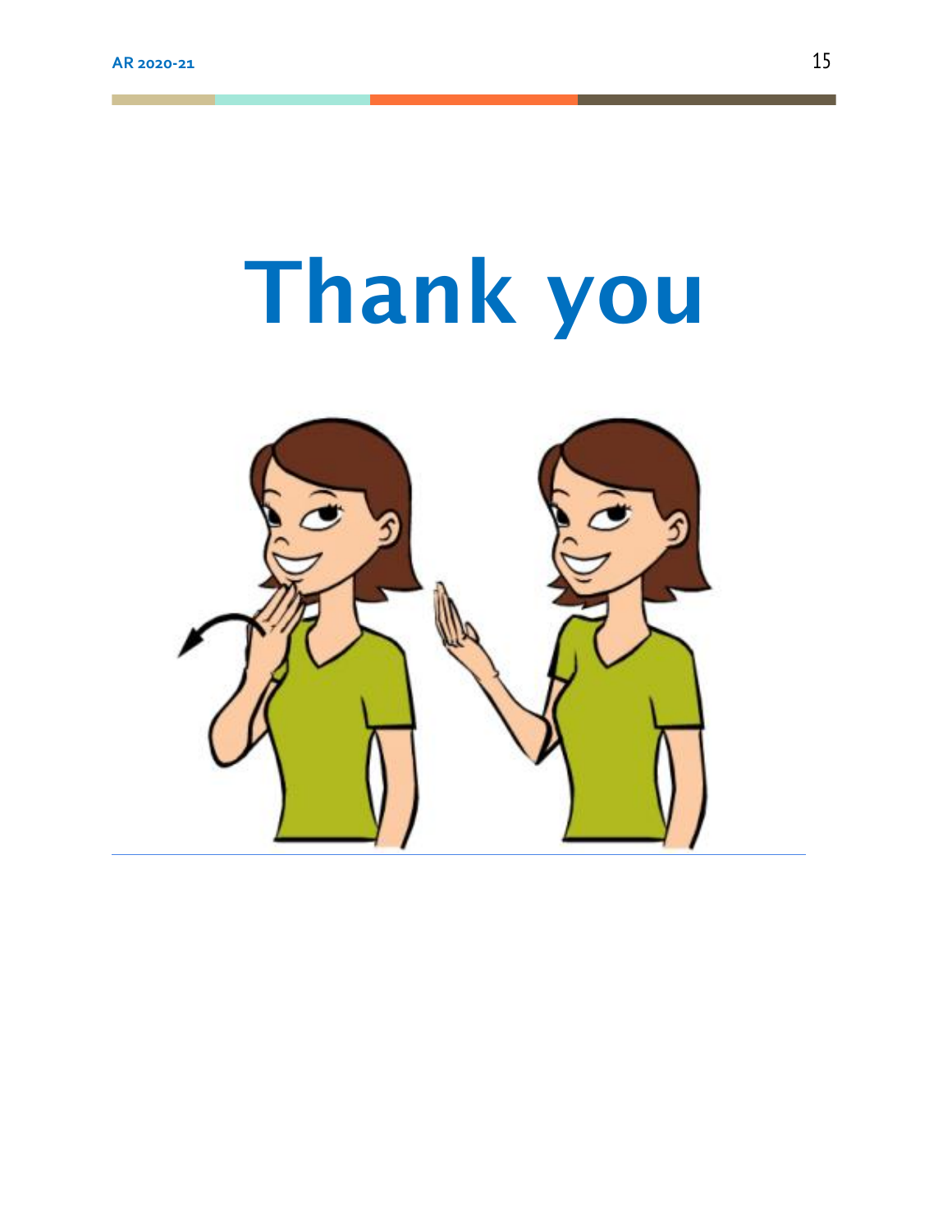# Thank you